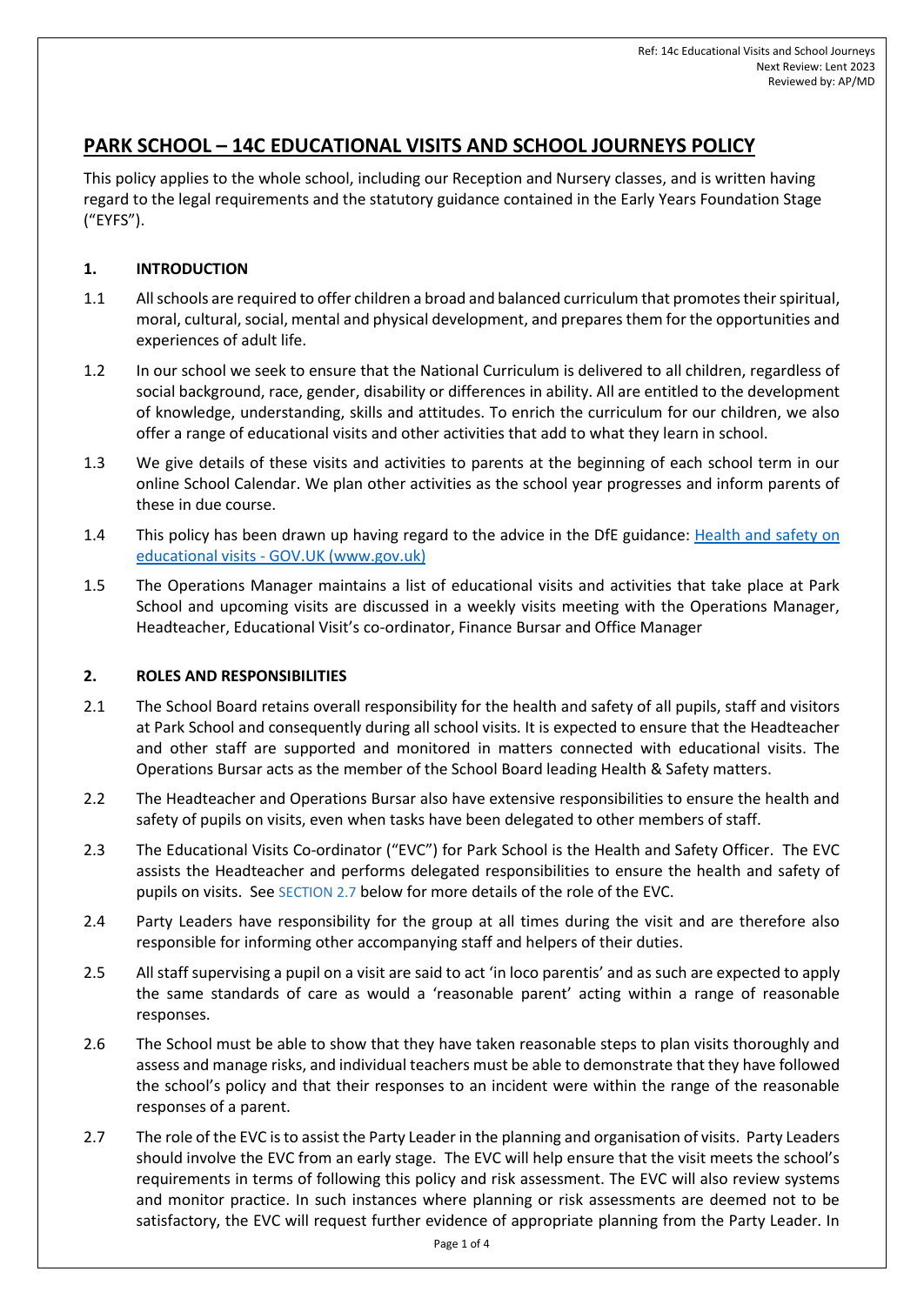# PARK SCHOOL – 14C EDUCATIONAL VISITS AND SCHOOL JOURNEYS POLICY

This policy applies to the whole school, including our Reception and Nursery classes, and is written having regard to the legal requirements and the statutory guidance contained in the Early Years Foundation Stage ("EYFS").

## 1. INTRODUCTION

1.1 All schools are required to offer children a broad and balanced curriculum that promotes their spiritual, moral, cultural, social, mental and physical development, and prepares them for the opportunities and experiences of adult life.

1.2 In our school we seek to ensure that the National Curriculum is delivered to all children, regardless of social background, race, gender, disability or differences in ability. All are entitled to the development of knowledge, understanding, skills and attitudes. To enrich the curriculum for our children, we also offer a range of educational visits and other activities that add to what they learn in school.

1.3 We give details of these visits and activities to parents at the beginning of each school term in our online School Calendar. We plan other activities as the school year progresses and inform parents of these in due course.

1.4 This policy has been drawn up having regard to the advice in the DfE guidance: Health and safety on educational visits - GOV.UK (www.gov.uk)

1.5 The Operations Manager maintains a list of educational visits and activities that take place at Park School and upcoming visits are discussed in a weekly visits meeting with the Operations Manager, Headteacher, Educational Visit's co-ordinator, Finance Bursar and Office Manager

## 2. ROLES AND RESPONSIBILITIES

2.1 The School Board retains overall responsibility for the health and safety of all pupils, staff and visitors at Park School and consequently during all school visits. It is expected to ensure that the Headteacher and other staff are supported and monitored in matters connected with educational visits. The Operations Bursar acts as the member of the School Board leading Health & Safety matters.

2.2 The Headteacher and Operations Bursar also have extensive responsibilities to ensure the health and safety of pupils on visits, even when tasks have been delegated to other members of staff.

2.3 The Educational Visits Co-ordinator ("EVC") for Park School is the Health and Safety Officer. The EVC assists the Headteacher and performs delegated responsibilities to ensure the health and safety of pupils on visits. See SECTION 2.7 below for more details of the role of the EVC.

2.4 Party Leaders have responsibility for the group at all times during the visit and are therefore also responsible for informing other accompanying staff and helpers of their duties.

2.5 All staff supervising a pupil on a visit are said to act 'in loco parentis' and as such are expected to apply the same standards of care as would a 'reasonable parent' acting within a range of reasonable responses.

2.6 The School must be able to show that they have taken reasonable steps to plan visits thoroughly and assess and manage risks, and individual teachers must be able to demonstrate that they have followed the school's policy and that their responses to an incident were within the range of the reasonable responses of a parent.

2.7 The role of the EVC is to assist the Party Leader in the planning and organisation of visits. Party Leaders should involve the EVC from an early stage. The EVC will help ensure that the visit meets the school's requirements in terms of following this policy and risk assessment. The EVC will also review systems and monitor practice. In such instances where planning or risk assessments are deemed not to be satisfactory, the EVC will request further evidence of appropriate planning from the Party Leader. In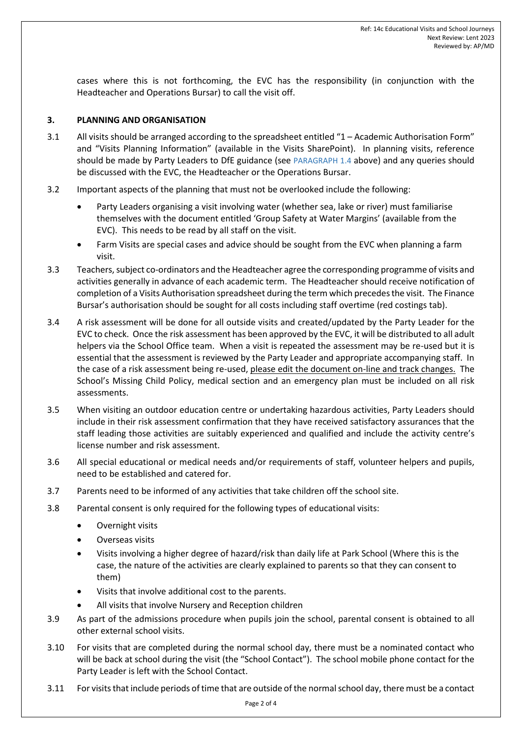cases where this is not forthcoming, the EVC has the responsibility (in conjunction with the Headteacher and Operations Bursar) to call the visit off.

## 3. PLANNING AND ORGANISATION

3.1 All visits should be arranged according to the spreadsheet entitled "1 – Academic Authorisation Form" and "Visits Planning Information" (available in the Visits SharePoint). In planning visits, reference should be made by Party Leaders to DfE guidance (see PARAGRAPH 1.4 above) and any queries should be discussed with the EVC, the Headteacher or the Operations Bursar.

3.2 Important aspects of the planning that must not be overlooked include the following:

- Party Leaders organising a visit involving water (whether sea, lake or river) must familiarise themselves with the document entitled 'Group Safety at Water Margins' (available from the EVC). This needs to be read by all staff on the visit.
- Farm Visits are special cases and advice should be sought from the EVC when planning a farm visit.

3.3 Teachers, subject co-ordinators and the Headteacher agree the corresponding programme of visits and activities generally in advance of each academic term. The Headteacher should receive notification of completion of a Visits Authorisation spreadsheet during the term which precedes the visit. The Finance Bursar's authorisation should be sought for all costs including staff overtime (red costings tab).

3.4 A risk assessment will be done for all outside visits and created/updated by the Party Leader for the EVC to check. Once the risk assessment has been approved by the EVC, it will be distributed to all adult helpers via the School Office team. When a visit is repeated the assessment may be re-used but it is essential that the assessment is reviewed by the Party Leader and appropriate accompanying staff. In the case of a risk assessment being re-used, please edit the document on-line and track changes. The School's Missing Child Policy, medical section and an emergency plan must be included on all risk assessments.

3.5 When visiting an outdoor education centre or undertaking hazardous activities, Party Leaders should include in their risk assessment confirmation that they have received satisfactory assurances that the staff leading those activities are suitably experienced and qualified and include the activity centre's license number and risk assessment.

3.6 All special educational or medical needs and/or requirements of staff, volunteer helpers and pupils, need to be established and catered for.

3.7 Parents need to be informed of any activities that take children off the school site.

3.8 Parental consent is only required for the following types of educational visits:

- Overnight visits
- Overseas visits
- Visits involving a higher degree of hazard/risk than daily life at Park School (Where this is the case, the nature of the activities are clearly explained to parents so that they can consent to them)
- Visits that involve additional cost to the parents.
- All visits that involve Nursery and Reception children

3.9 As part of the admissions procedure when pupils join the school, parental consent is obtained to all other external school visits.

3.10 For visits that are completed during the normal school day, there must be a nominated contact who will be back at school during the visit (the "School Contact"). The school mobile phone contact for the Party Leader is left with the School Contact.

3.11 For visits that include periods of time that are outside of the normal school day, there must be a contact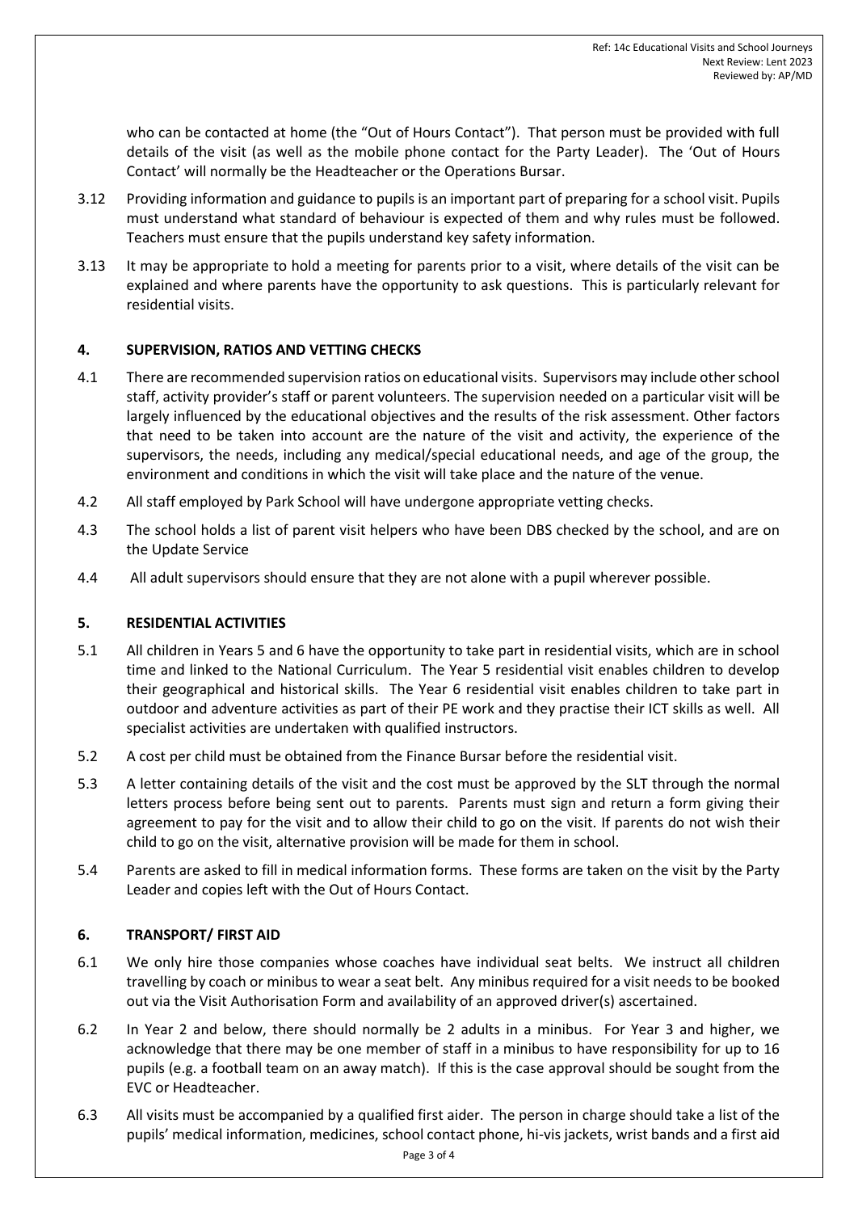who can be contacted at home (the "Out of Hours Contact"). That person must be provided with full details of the visit (as well as the mobile phone contact for the Party Leader). The 'Out of Hours Contact' will normally be the Headteacher or the Operations Bursar.

3.12 Providing information and guidance to pupils is an important part of preparing for a school visit. Pupils must understand what standard of behaviour is expected of them and why rules must be followed. Teachers must ensure that the pupils understand key safety information.

3.13 It may be appropriate to hold a meeting for parents prior to a visit, where details of the visit can be explained and where parents have the opportunity to ask questions. This is particularly relevant for residential visits.

## 4. SUPERVISION, RATIOS AND VETTING CHECKS

4.1 There are recommended supervision ratios on educational visits. Supervisors may include other school staff, activity provider's staff or parent volunteers. The supervision needed on a particular visit will be largely influenced by the educational objectives and the results of the risk assessment. Other factors that need to be taken into account are the nature of the visit and activity, the experience of the supervisors, the needs, including any medical/special educational needs, and age of the group, the environment and conditions in which the visit will take place and the nature of the venue.

4.2 All staff employed by Park School will have undergone appropriate vetting checks.

4.3 The school holds a list of parent visit helpers who have been DBS checked by the school, and are on the Update Service

4.4 All adult supervisors should ensure that they are not alone with a pupil wherever possible.

## 5. RESIDENTIAL ACTIVITIES

5.1 All children in Years 5 and 6 have the opportunity to take part in residential visits, which are in school time and linked to the National Curriculum. The Year 5 residential visit enables children to develop their geographical and historical skills. The Year 6 residential visit enables children to take part in outdoor and adventure activities as part of their PE work and they practise their ICT skills as well. All specialist activities are undertaken with qualified instructors.

5.2 A cost per child must be obtained from the Finance Bursar before the residential visit.

5.3 A letter containing details of the visit and the cost must be approved by the SLT through the normal letters process before being sent out to parents. Parents must sign and return a form giving their agreement to pay for the visit and to allow their child to go on the visit. If parents do not wish their child to go on the visit, alternative provision will be made for them in school.

5.4 Parents are asked to fill in medical information forms. These forms are taken on the visit by the Party Leader and copies left with the Out of Hours Contact.

## 6. TRANSPORT/ FIRST AID

6.1 We only hire those companies whose coaches have individual seat belts. We instruct all children travelling by coach or minibus to wear a seat belt. Any minibus required for a visit needs to be booked out via the Visit Authorisation Form and availability of an approved driver(s) ascertained.

6.2 In Year 2 and below, there should normally be 2 adults in a minibus. For Year 3 and higher, we acknowledge that there may be one member of staff in a minibus to have responsibility for up to 16 pupils (e.g. a football team on an away match). If this is the case approval should be sought from the EVC or Headteacher.

6.3 All visits must be accompanied by a qualified first aider. The person in charge should take a list of the pupils' medical information, medicines, school contact phone, hi-vis jackets, wrist bands and a first aid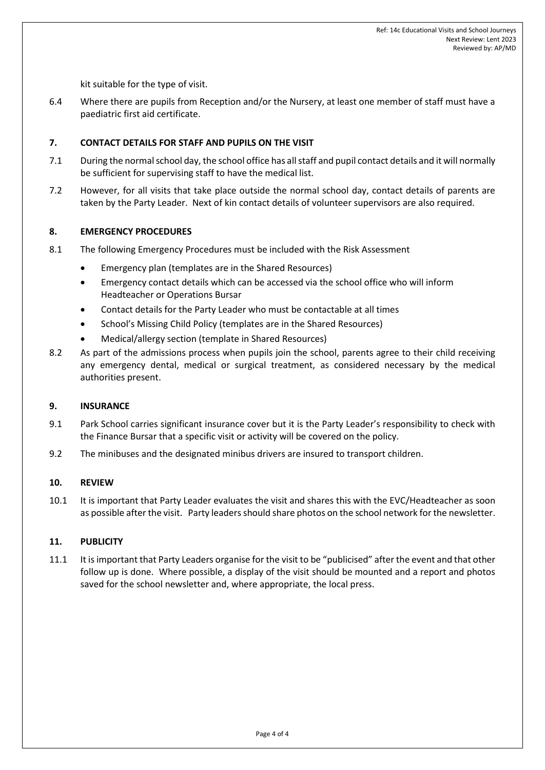kit suitable for the type of visit.

6.4 Where there are pupils from Reception and/or the Nursery, at least one member of staff must have a paediatric first aid certificate.

## 7. CONTACT DETAILS FOR STAFF AND PUPILS ON THE VISIT

7.1 During the normal school day, the school office has all staff and pupil contact details and it will normally be sufficient for supervising staff to have the medical list.

7.2 However, for all visits that take place outside the normal school day, contact details of parents are taken by the Party Leader. Next of kin contact details of volunteer supervisors are also required.

## 8. EMERGENCY PROCEDURES

8.1 The following Emergency Procedures must be included with the Risk Assessment

- Emergency plan (templates are in the Shared Resources)
- Emergency contact details which can be accessed via the school office who will inform Headteacher or Operations Bursar
- Contact details for the Party Leader who must be contactable at all times
- School's Missing Child Policy (templates are in the Shared Resources)
- Medical/allergy section (template in Shared Resources)

8.2 As part of the admissions process when pupils join the school, parents agree to their child receiving any emergency dental, medical or surgical treatment, as considered necessary by the medical authorities present.

## 9. INSURANCE

9.1 Park School carries significant insurance cover but it is the Party Leader's responsibility to check with the Finance Bursar that a specific visit or activity will be covered on the policy.

9.2 The minibuses and the designated minibus drivers are insured to transport children.

## 10. REVIEW

10.1 It is important that Party Leader evaluates the visit and shares this with the EVC/Headteacher as soon as possible after the visit. Party leaders should share photos on the school network for the newsletter.

## 11. PUBLICITY

11.1 It is important that Party Leaders organise for the visit to be "publicised" after the event and that other follow up is done. Where possible, a display of the visit should be mounted and a report and photos saved for the school newsletter and, where appropriate, the local press.